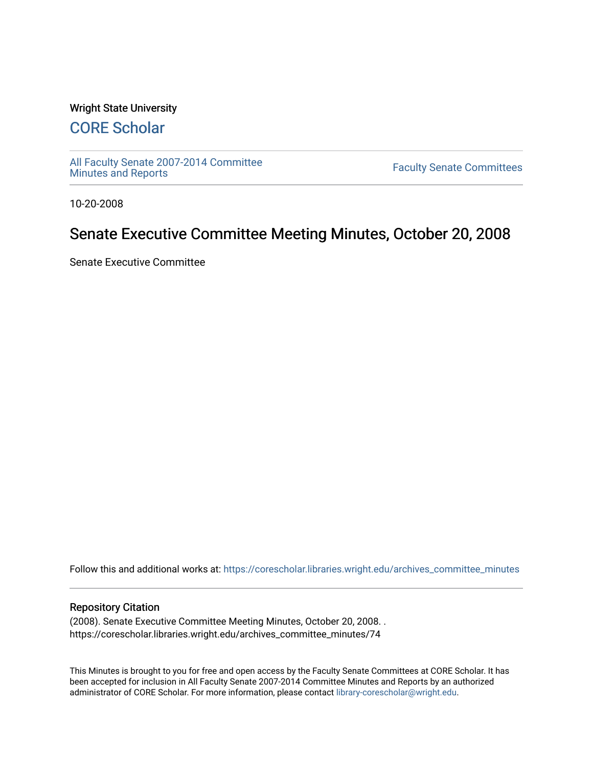Wright State University

# CORE Scholar

All Faculty Senate 2007-2014 Committee Minutes and Reports

Faculty Senate Committees

10-20-2008

## Senate Executive Committee Meeting Minutes, October 20, 2008

Senate Executive Committee

Follow this and additional works at: https://corescholar.libraries.wright.edu/archives_committee_minutes

### Repository Citation

(2008). Senate Executive Committee Meeting Minutes, October 20, 2008. . https://corescholar.libraries.wright.edu/archives_committee_minutes/74

This Minutes is brought to you for free and open access by the Faculty Senate Committees at CORE Scholar. It has been accepted for inclusion in All Faculty Senate 2007-2014 Committee Minutes and Reports by an authorized administrator of CORE Scholar. For more information, please contact library-corescholar@wright.edu.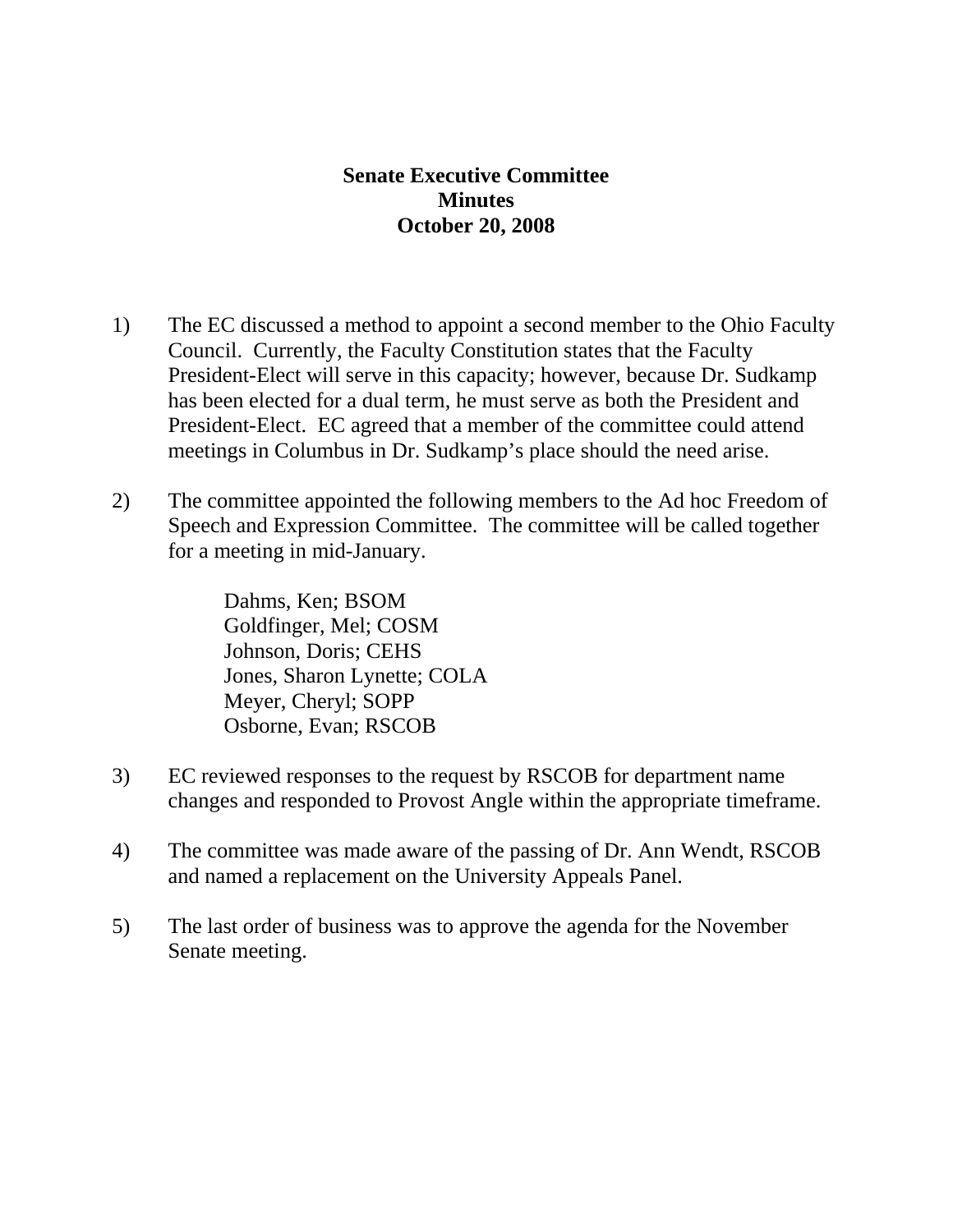# Senate Executive Committee
# Minutes
# October 20, 2008

1) The EC discussed a method to appoint a second member to the Ohio Faculty Council. Currently, the Faculty Constitution states that the Faculty President-Elect will serve in this capacity; however, because Dr. Sudkamp has been elected for a dual term, he must serve as both the President and President-Elect. EC agreed that a member of the committee could attend meetings in Columbus in Dr. Sudkamp's place should the need arise.

2) The committee appointed the following members to the Ad hoc Freedom of Speech and Expression Committee. The committee will be called together for a meeting in mid-January.

   Dahms, Ken; BSOM
   Goldfinger, Mel; COSM
   Johnson, Doris; CEHS
   Jones, Sharon Lynette; COLA
   Meyer, Cheryl; SOPP
   Osborne, Evan; RSCOB

3) EC reviewed responses to the request by RSCOB for department name changes and responded to Provost Angle within the appropriate timeframe.

4) The committee was made aware of the passing of Dr. Ann Wendt, RSCOB and named a replacement on the University Appeals Panel.

5) The last order of business was to approve the agenda for the November Senate meeting.